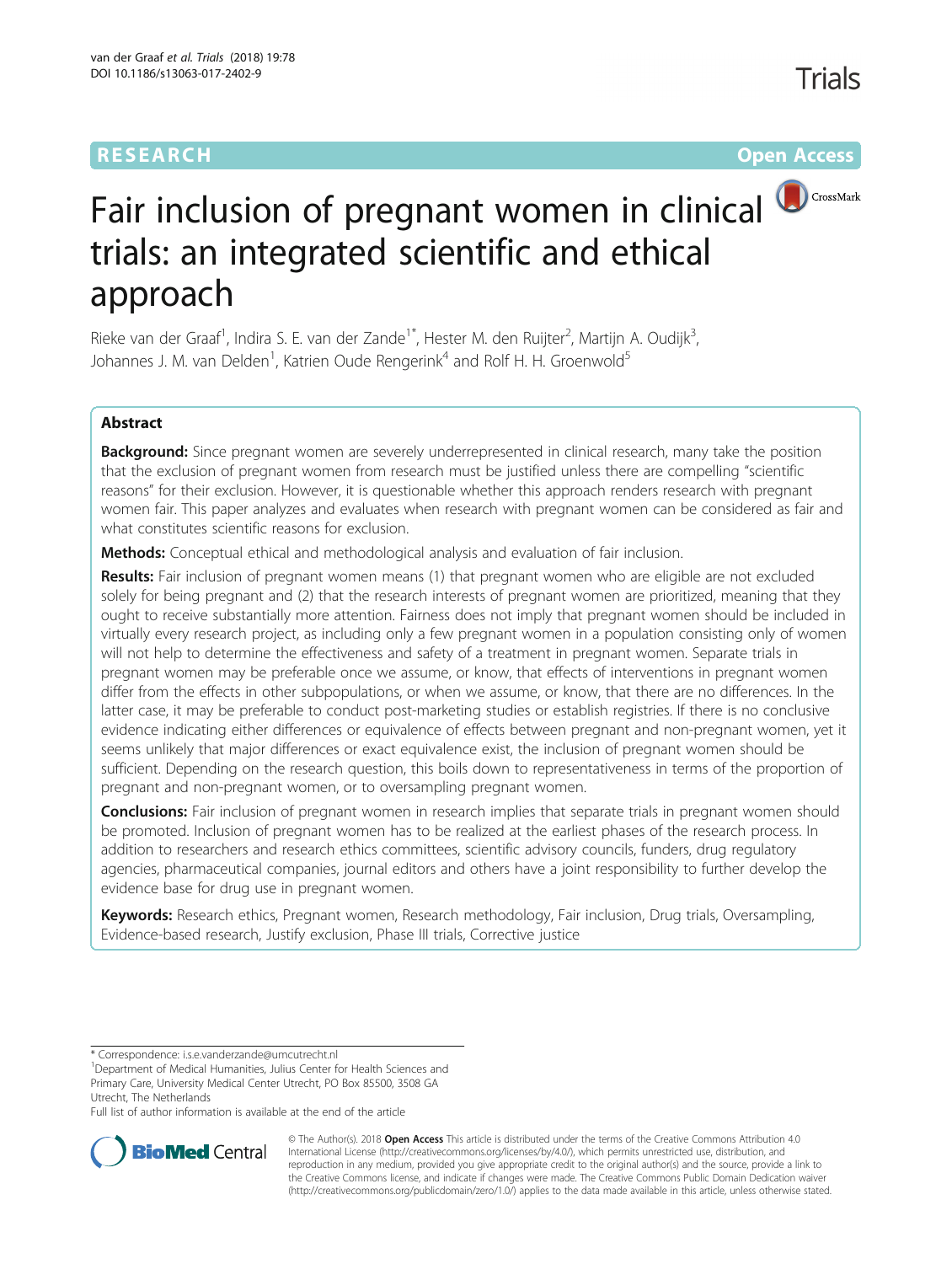RESEARCH

Open Access

# Fair inclusion of pregnant women in clinical trials: an integrated scientific and ethical approach

Rieke van der Graaf[1], Indira S. E. van der Zande[1*], Hester M. den Ruijter[2], Martijn A. Oudijk[3], Johannes J. M. van Delden[1], Katrien Oude Rengerink[4] and Rolf H. H. Groenwold[5]

## Abstract

**Background:** Since pregnant women are severely underrepresented in clinical research, many take the position that the exclusion of pregnant women from research must be justified unless there are compelling "scientific reasons" for their exclusion. However, it is questionable whether this approach renders research with pregnant women fair. This paper analyzes and evaluates when research with pregnant women can be considered as fair and what constitutes scientific reasons for exclusion.

**Methods:** Conceptual ethical and methodological analysis and evaluation of fair inclusion.

**Results:** Fair inclusion of pregnant women means (1) that pregnant women who are eligible are not excluded solely for being pregnant and (2) that the research interests of pregnant women are prioritized, meaning that they ought to receive substantially more attention. Fairness does not imply that pregnant women should be included in virtually every research project, as including only a few pregnant women in a population consisting only of women will not help to determine the effectiveness and safety of a treatment in pregnant women. Separate trials in pregnant women may be preferable once we assume, or know, that effects of interventions in pregnant women differ from the effects in other subpopulations, or when we assume, or know, that there are no differences. In the latter case, it may be preferable to conduct post-marketing studies or establish registries. If there is no conclusive evidence indicating either differences or equivalence of effects between pregnant and non-pregnant women, yet it seems unlikely that major differences or exact equivalence exist, the inclusion of pregnant women should be sufficient. Depending on the research question, this boils down to representativeness in terms of the proportion of pregnant and non-pregnant women, or to oversampling pregnant women.

**Conclusions:** Fair inclusion of pregnant women in research implies that separate trials in pregnant women should be promoted. Inclusion of pregnant women has to be realized at the earliest phases of the research process. In addition to researchers and research ethics committees, scientific advisory councils, funders, drug regulatory agencies, pharmaceutical companies, journal editors and others have a joint responsibility to further develop the evidence base for drug use in pregnant women.

**Keywords:** Research ethics, Pregnant women, Research methodology, Fair inclusion, Drug trials, Oversampling, Evidence-based research, Justify exclusion, Phase III trials, Corrective justice

---

* Correspondence: i.s.e.vanderzande@umcutrecht.nl

[1]Department of Medical Humanities, Julius Center for Health Sciences and Primary Care, University Medical Center Utrecht, PO Box 85500, 3508 GA Utrecht, The Netherlands

Full list of author information is available at the end of the article

© The Author(s). 2018 **Open Access** This article is distributed under the terms of the Creative Commons Attribution 4.0 International License (http://creativecommons.org/licenses/by/4.0/), which permits unrestricted use, distribution, and reproduction in any medium, provided you give appropriate credit to the original author(s) and the source, provide a link to the Creative Commons license, and indicate if changes were made. The Creative Commons Public Domain Dedication waiver (http://creativecommons.org/publicdomain/zero/1.0/) applies to the data made available in this article, unless otherwise stated.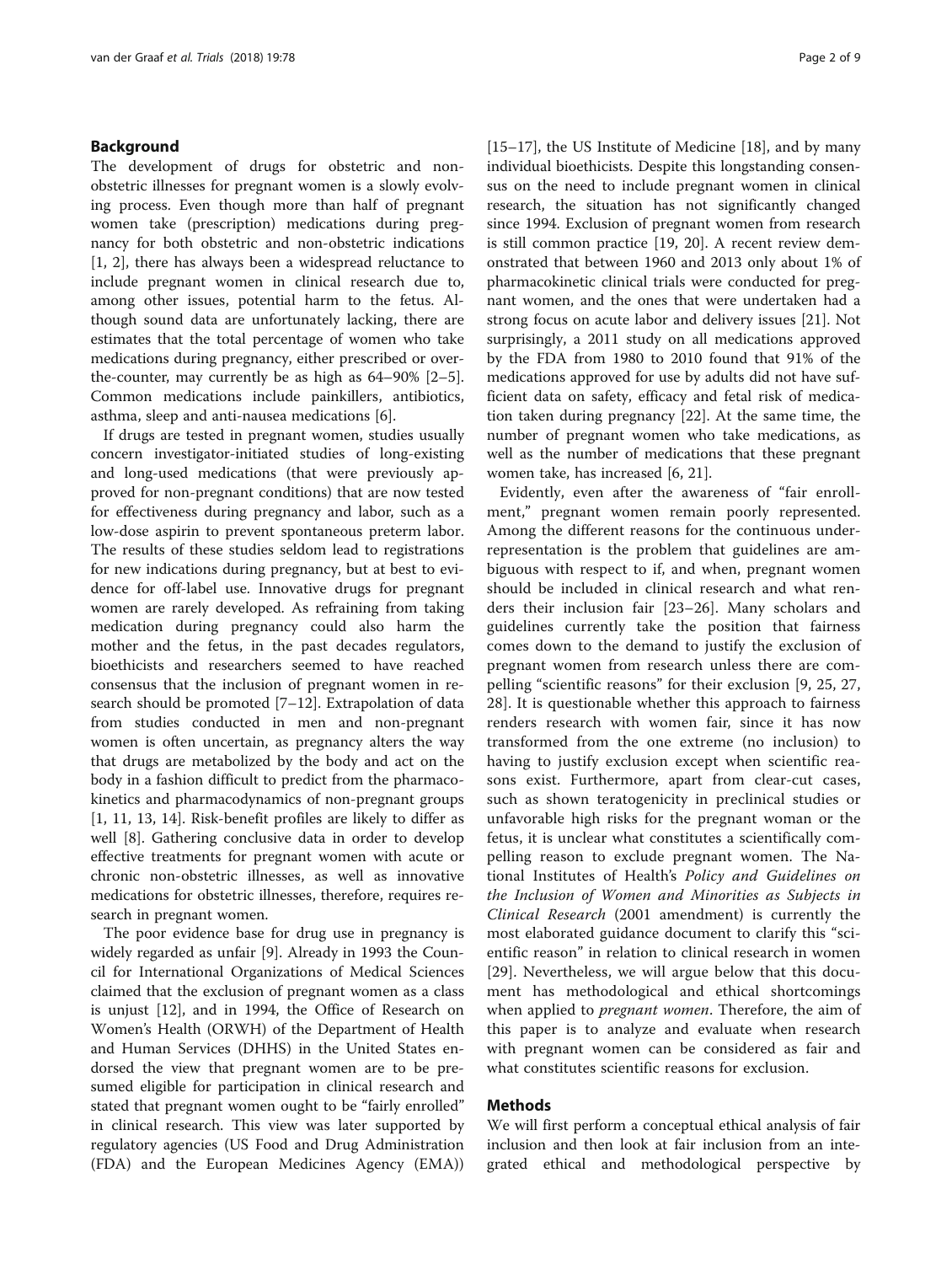## Background

The development of drugs for obstetric and non-obstetric illnesses for pregnant women is a slowly evolving process. Even though more than half of pregnant women take (prescription) medications during pregnancy for both obstetric and non-obstetric indications [1, 2], there has always been a widespread reluctance to include pregnant women in clinical research due to, among other issues, potential harm to the fetus. Although sound data are unfortunately lacking, there are estimates that the total percentage of women who take medications during pregnancy, either prescribed or over-the-counter, may currently be as high as 64–90% [2–5]. Common medications include painkillers, antibiotics, asthma, sleep and anti-nausea medications [6].

If drugs are tested in pregnant women, studies usually concern investigator-initiated studies of long-existing and long-used medications (that were previously approved for non-pregnant conditions) that are now tested for effectiveness during pregnancy and labor, such as a low-dose aspirin to prevent spontaneous preterm labor. The results of these studies seldom lead to registrations for new indications during pregnancy, but at best to evidence for off-label use. Innovative drugs for pregnant women are rarely developed. As refraining from taking medication during pregnancy could also harm the mother and the fetus, in the past decades regulators, bioethicists and researchers seemed to have reached consensus that the inclusion of pregnant women in research should be promoted [7–12]. Extrapolation of data from studies conducted in men and non-pregnant women is often uncertain, as pregnancy alters the way that drugs are metabolized by the body and act on the body in a fashion difficult to predict from the pharmacokinetics and pharmacodynamics of non-pregnant groups [1, 11, 13, 14]. Risk-benefit profiles are likely to differ as well [8]. Gathering conclusive data in order to develop effective treatments for pregnant women with acute or chronic non-obstetric illnesses, as well as innovative medications for obstetric illnesses, therefore, requires research in pregnant women.

The poor evidence base for drug use in pregnancy is widely regarded as unfair [9]. Already in 1993 the Council for International Organizations of Medical Sciences claimed that the exclusion of pregnant women as a class is unjust [12], and in 1994, the Office of Research on Women's Health (ORWH) of the Department of Health and Human Services (DHHS) in the United States endorsed the view that pregnant women are to be presumed eligible for participation in clinical research and stated that pregnant women ought to be "fairly enrolled" in clinical research. This view was later supported by regulatory agencies (US Food and Drug Administration (FDA) and the European Medicines Agency (EMA)) [15–17], the US Institute of Medicine [18], and by many individual bioethicists. Despite this longstanding consensus on the need to include pregnant women in clinical research, the situation has not significantly changed since 1994. Exclusion of pregnant women from research is still common practice [19, 20]. A recent review demonstrated that between 1960 and 2013 only about 1% of pharmacokinetic clinical trials were conducted for pregnant women, and the ones that were undertaken had a strong focus on acute labor and delivery issues [21]. Not surprisingly, a 2011 study on all medications approved by the FDA from 1980 to 2010 found that 91% of the medications approved for use by adults did not have sufficient data on safety, efficacy and fetal risk of medication taken during pregnancy [22]. At the same time, the number of pregnant women who take medications, as well as the number of medications that these pregnant women take, has increased [6, 21].

Evidently, even after the awareness of "fair enrollment," pregnant women remain poorly represented. Among the different reasons for the continuous under-representation is the problem that guidelines are ambiguous with respect to if, and when, pregnant women should be included in clinical research and what renders their inclusion fair [23–26]. Many scholars and guidelines currently take the position that fairness comes down to the demand to justify the exclusion of pregnant women from research unless there are compelling "scientific reasons" for their exclusion [9, 25, 27, 28]. It is questionable whether this approach to fairness renders research with women fair, since it has now transformed from the one extreme (no inclusion) to having to justify exclusion except when scientific reasons exist. Furthermore, apart from clear-cut cases, such as shown teratogenicity in preclinical studies or unfavorable high risks for the pregnant woman or the fetus, it is unclear what constitutes a scientifically compelling reason to exclude pregnant women. The National Institutes of Health's *Policy and Guidelines on the Inclusion of Women and Minorities as Subjects in Clinical Research* (2001 amendment) is currently the most elaborated guidance document to clarify this "scientific reason" in relation to clinical research in women [29]. Nevertheless, we will argue below that this document has methodological and ethical shortcomings when applied to *pregnant women*. Therefore, the aim of this paper is to analyze and evaluate when research with pregnant women can be considered as fair and what constitutes scientific reasons for exclusion.

## Methods

We will first perform a conceptual ethical analysis of fair inclusion and then look at fair inclusion from an integrated ethical and methodological perspective by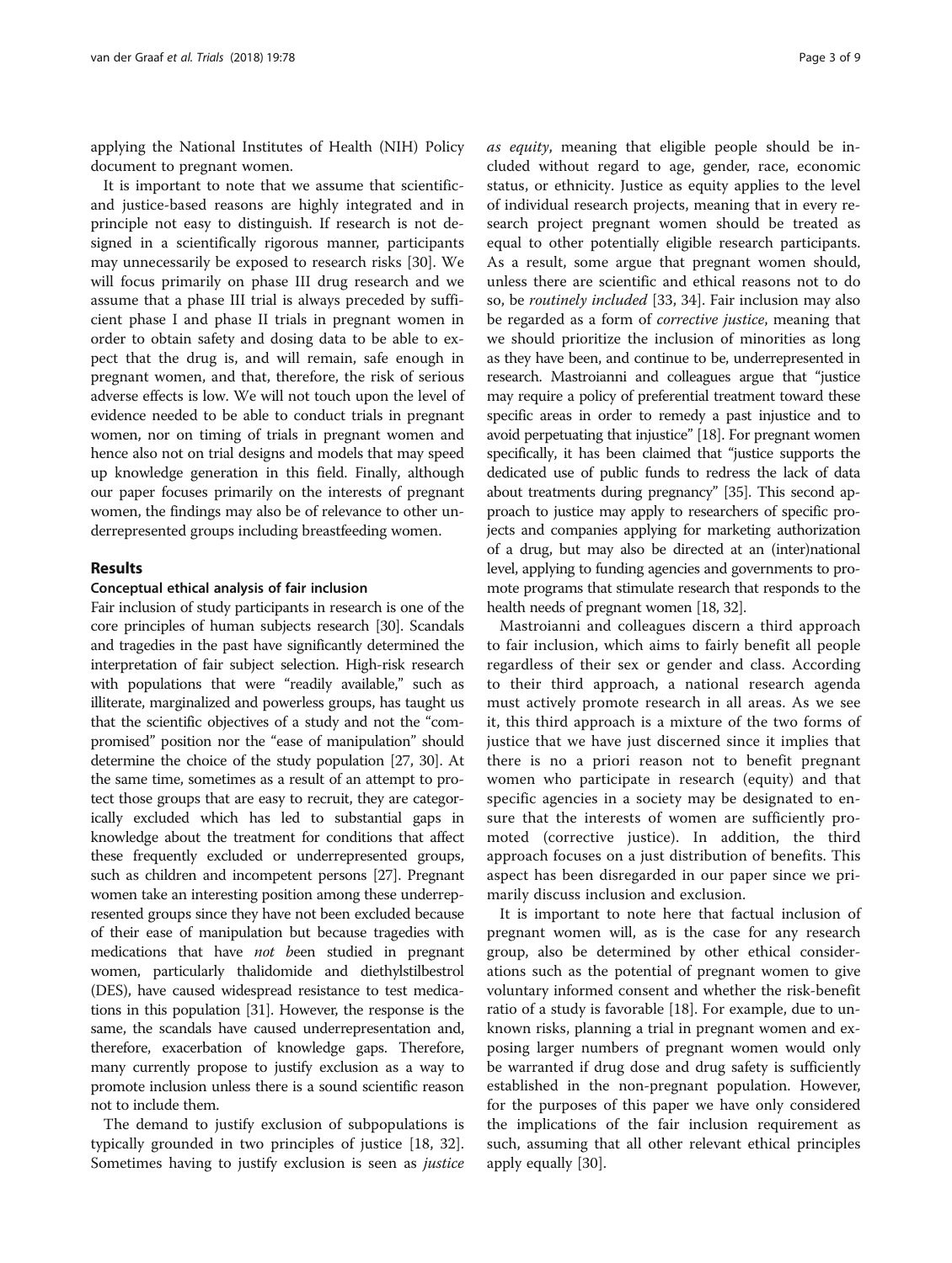applying the National Institutes of Health (NIH) Policy document to pregnant women.

It is important to note that we assume that scientific- and justice-based reasons are highly integrated and in principle not easy to distinguish. If research is not designed in a scientifically rigorous manner, participants may unnecessarily be exposed to research risks [30]. We will focus primarily on phase III drug research and we assume that a phase III trial is always preceded by sufficient phase I and phase II trials in pregnant women in order to obtain safety and dosing data to be able to expect that the drug is, and will remain, safe enough in pregnant women, and that, therefore, the risk of serious adverse effects is low. We will not touch upon the level of evidence needed to be able to conduct trials in pregnant women, nor on timing of trials in pregnant women and hence also not on trial designs and models that may speed up knowledge generation in this field. Finally, although our paper focuses primarily on the interests of pregnant women, the findings may also be of relevance to other underrepresented groups including breastfeeding women.

## Results

### Conceptual ethical analysis of fair inclusion

Fair inclusion of study participants in research is one of the core principles of human subjects research [30]. Scandals and tragedies in the past have significantly determined the interpretation of fair subject selection. High-risk research with populations that were "readily available," such as illiterate, marginalized and powerless groups, has taught us that the scientific objectives of a study and not the "compromised" position nor the "ease of manipulation" should determine the choice of the study population [27, 30]. At the same time, sometimes as a result of an attempt to protect those groups that are easy to recruit, they are categorically excluded which has led to substantial gaps in knowledge about the treatment for conditions that affect these frequently excluded or underrepresented groups, such as children and incompetent persons [27]. Pregnant women take an interesting position among these underrepresented groups since they have not been excluded because of their ease of manipulation but because tragedies with medications that have *not b*een studied in pregnant women, particularly thalidomide and diethylstilbestrol (DES), have caused widespread resistance to test medications in this population [31]. However, the response is the same, the scandals have caused underrepresentation and, therefore, exacerbation of knowledge gaps. Therefore, many currently propose to justify exclusion as a way to promote inclusion unless there is a sound scientific reason not to include them.

The demand to justify exclusion of subpopulations is typically grounded in two principles of justice [18, 32]. Sometimes having to justify exclusion is seen as *justice as equity*, meaning that eligible people should be included without regard to age, gender, race, economic status, or ethnicity. Justice as equity applies to the level of individual research projects, meaning that in every research project pregnant women should be treated as equal to other potentially eligible research participants. As a result, some argue that pregnant women should, unless there are scientific and ethical reasons not to do so, be *routinely included* [33, 34]. Fair inclusion may also be regarded as a form of *corrective justice*, meaning that we should prioritize the inclusion of minorities as long as they have been, and continue to be, underrepresented in research. Mastroianni and colleagues argue that "justice may require a policy of preferential treatment toward these specific areas in order to remedy a past injustice and to avoid perpetuating that injustice" [18]. For pregnant women specifically, it has been claimed that "justice supports the dedicated use of public funds to redress the lack of data about treatments during pregnancy" [35]. This second approach to justice may apply to researchers of specific projects and companies applying for marketing authorization of a drug, but may also be directed at an (inter)national level, applying to funding agencies and governments to promote programs that stimulate research that responds to the health needs of pregnant women [18, 32].

Mastroianni and colleagues discern a third approach to fair inclusion, which aims to fairly benefit all people regardless of their sex or gender and class. According to their third approach, a national research agenda must actively promote research in all areas. As we see it, this third approach is a mixture of the two forms of justice that we have just discerned since it implies that there is no a priori reason not to benefit pregnant women who participate in research (equity) and that specific agencies in a society may be designated to ensure that the interests of women are sufficiently promoted (corrective justice). In addition, the third approach focuses on a just distribution of benefits. This aspect has been disregarded in our paper since we primarily discuss inclusion and exclusion.

It is important to note here that factual inclusion of pregnant women will, as is the case for any research group, also be determined by other ethical considerations such as the potential of pregnant women to give voluntary informed consent and whether the risk-benefit ratio of a study is favorable [18]. For example, due to unknown risks, planning a trial in pregnant women and exposing larger numbers of pregnant women would only be warranted if drug dose and drug safety is sufficiently established in the non-pregnant population. However, for the purposes of this paper we have only considered the implications of the fair inclusion requirement as such, assuming that all other relevant ethical principles apply equally [30].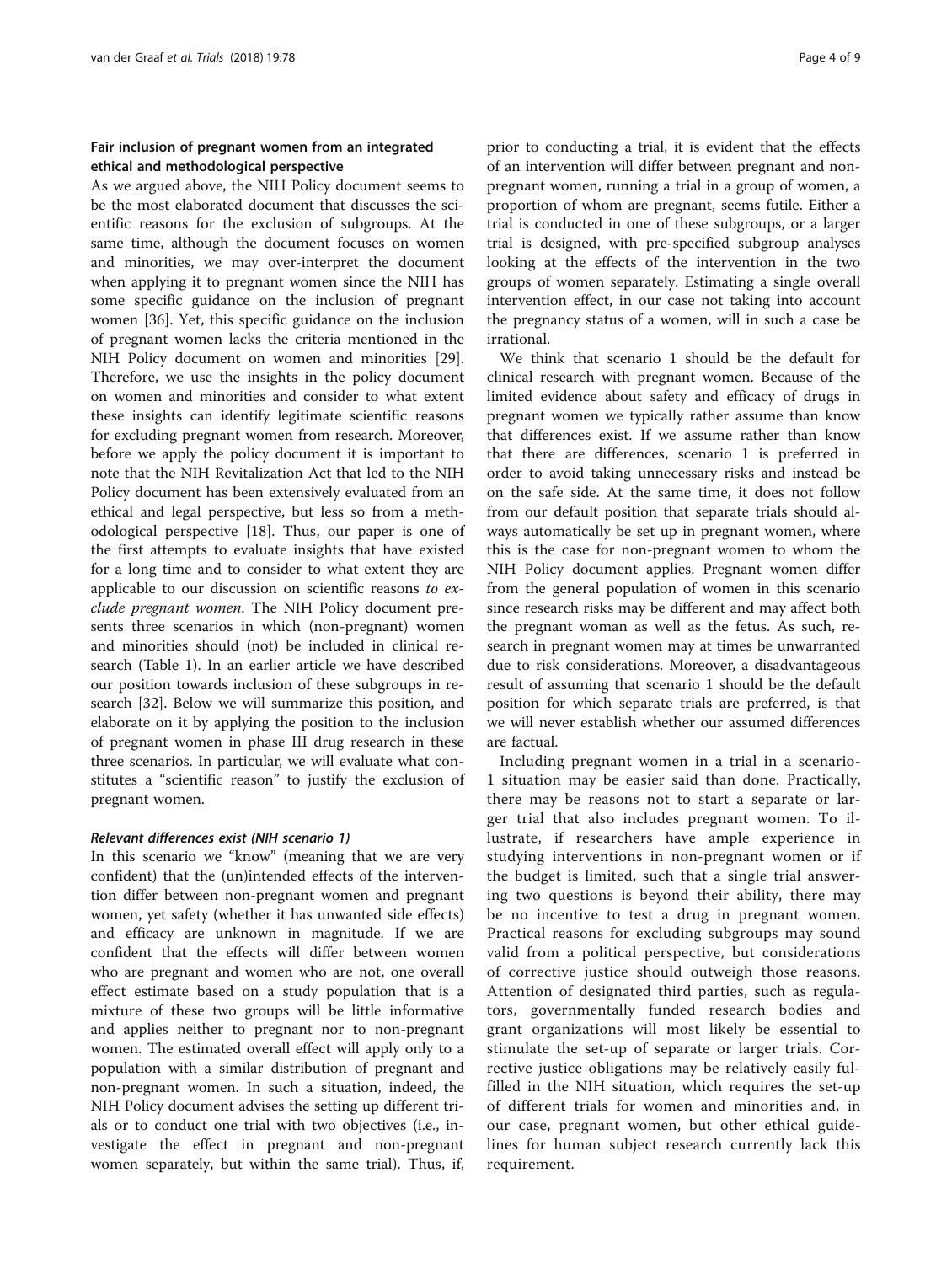## Fair inclusion of pregnant women from an integrated ethical and methodological perspective

As we argued above, the NIH Policy document seems to be the most elaborated document that discusses the scientific reasons for the exclusion of subgroups. At the same time, although the document focuses on women and minorities, we may over-interpret the document when applying it to pregnant women since the NIH has some specific guidance on the inclusion of pregnant women [36]. Yet, this specific guidance on the inclusion of pregnant women lacks the criteria mentioned in the NIH Policy document on women and minorities [29]. Therefore, we use the insights in the policy document on women and minorities and consider to what extent these insights can identify legitimate scientific reasons for excluding pregnant women from research. Moreover, before we apply the policy document it is important to note that the NIH Revitalization Act that led to the NIH Policy document has been extensively evaluated from an ethical and legal perspective, but less so from a methodological perspective [18]. Thus, our paper is one of the first attempts to evaluate insights that have existed for a long time and to consider to what extent they are applicable to our discussion on scientific reasons *to exclude pregnant women*. The NIH Policy document presents three scenarios in which (non-pregnant) women and minorities should (not) be included in clinical research (Table 1). In an earlier article we have described our position towards inclusion of these subgroups in research [32]. Below we will summarize this position, and elaborate on it by applying the position to the inclusion of pregnant women in phase III drug research in these three scenarios. In particular, we will evaluate what constitutes a "scientific reason" to justify the exclusion of pregnant women.

### *Relevant differences exist (NIH scenario 1)*

In this scenario we "know" (meaning that we are very confident) that the (un)intended effects of the intervention differ between non-pregnant women and pregnant women, yet safety (whether it has unwanted side effects) and efficacy are unknown in magnitude. If we are confident that the effects will differ between women who are pregnant and women who are not, one overall effect estimate based on a study population that is a mixture of these two groups will be little informative and applies neither to pregnant nor to non-pregnant women. The estimated overall effect will apply only to a population with a similar distribution of pregnant and non-pregnant women. In such a situation, indeed, the NIH Policy document advises the setting up different trials or to conduct one trial with two objectives (i.e., investigate the effect in pregnant and non-pregnant women separately, but within the same trial). Thus, if, prior to conducting a trial, it is evident that the effects of an intervention will differ between pregnant and non-pregnant women, running a trial in a group of women, a proportion of whom are pregnant, seems futile. Either a trial is conducted in one of these subgroups, or a larger trial is designed, with pre-specified subgroup analyses looking at the effects of the intervention in the two groups of women separately. Estimating a single overall intervention effect, in our case not taking into account the pregnancy status of a women, will in such a case be irrational.

We think that scenario 1 should be the default for clinical research with pregnant women. Because of the limited evidence about safety and efficacy of drugs in pregnant women we typically rather assume than know that differences exist. If we assume rather than know that there are differences, scenario 1 is preferred in order to avoid taking unnecessary risks and instead be on the safe side. At the same time, it does not follow from our default position that separate trials should always automatically be set up in pregnant women, where this is the case for non-pregnant women to whom the NIH Policy document applies. Pregnant women differ from the general population of women in this scenario since research risks may be different and may affect both the pregnant woman as well as the fetus. As such, research in pregnant women may at times be unwarranted due to risk considerations. Moreover, a disadvantageous result of assuming that scenario 1 should be the default position for which separate trials are preferred, is that we will never establish whether our assumed differences are factual.

Including pregnant women in a trial in a scenario-1 situation may be easier said than done. Practically, there may be reasons not to start a separate or larger trial that also includes pregnant women. To illustrate, if researchers have ample experience in studying interventions in non-pregnant women or if the budget is limited, such that a single trial answering two questions is beyond their ability, there may be no incentive to test a drug in pregnant women. Practical reasons for excluding subgroups may sound valid from a political perspective, but considerations of corrective justice should outweigh those reasons. Attention of designated third parties, such as regulators, governmentally funded research bodies and grant organizations will most likely be essential to stimulate the set-up of separate or larger trials. Corrective justice obligations may be relatively easily fulfilled in the NIH situation, which requires the set-up of different trials for women and minorities and, in our case, pregnant women, but other ethical guidelines for human subject research currently lack this requirement.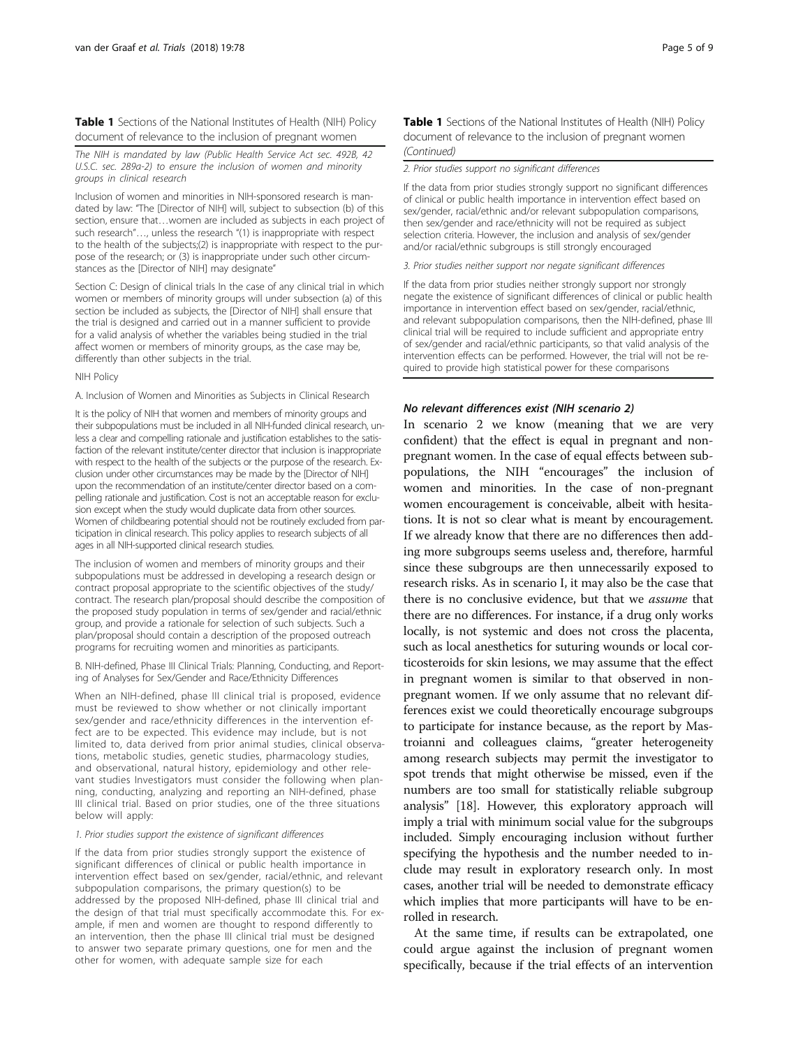**Table 1** Sections of the National Institutes of Health (NIH) Policy document of relevance to the inclusion of pregnant women

*The NIH is mandated by law (Public Health Service Act sec. 492B, 42 U.S.C. sec. 289a-2) to ensure the inclusion of women and minority groups in clinical research*

Inclusion of women and minorities in NIH-sponsored research is mandated by law: "The [Director of NIH] will, subject to subsection (b) of this section, ensure that…women are included as subjects in each project of such research"…, unless the research "(1) is inappropriate with respect to the health of the subjects;(2) is inappropriate with respect to the purpose of the research; or (3) is inappropriate under such other circumstances as the [Director of NIH] may designate"

Section C: Design of clinical trials In the case of any clinical trial in which women or members of minority groups will under subsection (a) of this section be included as subjects, the [Director of NIH] shall ensure that the trial is designed and carried out in a manner sufficient to provide for a valid analysis of whether the variables being studied in the trial affect women or members of minority groups, as the case may be, differently than other subjects in the trial.

NIH Policy

A. Inclusion of Women and Minorities as Subjects in Clinical Research

It is the policy of NIH that women and members of minority groups and their subpopulations must be included in all NIH-funded clinical research, unless a clear and compelling rationale and justification establishes to the satisfaction of the relevant institute/center director that inclusion is inappropriate with respect to the health of the subjects or the purpose of the research. Exclusion under other circumstances may be made by the [Director of NIH] upon the recommendation of an institute/center director based on a compelling rationale and justification. Cost is not an acceptable reason for exclusion except when the study would duplicate data from other sources. Women of childbearing potential should not be routinely excluded from participation in clinical research. This policy applies to research subjects of all ages in all NIH-supported clinical research studies.

The inclusion of women and members of minority groups and their subpopulations must be addressed in developing a research design or contract proposal appropriate to the scientific objectives of the study/contract. The research plan/proposal should describe the composition of the proposed study population in terms of sex/gender and racial/ethnic group, and provide a rationale for selection of such subjects. Such a plan/proposal should contain a description of the proposed outreach programs for recruiting women and minorities as participants.

B. NIH-defined, Phase III Clinical Trials: Planning, Conducting, and Reporting of Analyses for Sex/Gender and Race/Ethnicity Differences

When an NIH-defined, phase III clinical trial is proposed, evidence must be reviewed to show whether or not clinically important sex/gender and race/ethnicity differences in the intervention effect are to be expected. This evidence may include, but is not limited to, data derived from prior animal studies, clinical observations, metabolic studies, genetic studies, pharmacology studies, and observational, natural history, epidemiology and other relevant studies Investigators must consider the following when planning, conducting, analyzing and reporting an NIH-defined, phase III clinical trial. Based on prior studies, one of the three situations below will apply:

*1. Prior studies support the existence of significant differences*

If the data from prior studies strongly support the existence of significant differences of clinical or public health importance in intervention effect based on sex/gender, racial/ethnic, and relevant subpopulation comparisons, the primary question(s) to be addressed by the proposed NIH-defined, phase III clinical trial and the design of that trial must specifically accommodate this. For example, if men and women are thought to respond differently to an intervention, then the phase III clinical trial must be designed to answer two separate primary questions, one for men and the other for women, with adequate sample size for each

*2. Prior studies support no significant differences*

If the data from prior studies strongly support no significant differences of clinical or public health importance in intervention effect based on sex/gender, racial/ethnic and/or relevant subpopulation comparisons, then sex/gender and race/ethnicity will not be required as subject selection criteria. However, the inclusion and analysis of sex/gender and/or racial/ethnic subgroups is still strongly encouraged

*3. Prior studies neither support nor negate significant differences*

If the data from prior studies neither strongly support nor strongly negate the existence of significant differences of clinical or public health importance in intervention effect based on sex/gender, racial/ethnic, and relevant subpopulation comparisons, then the NIH-defined, phase III clinical trial will be required to include sufficient and appropriate entry of sex/gender and racial/ethnic participants, so that valid analysis of the intervention effects can be performed. However, the trial will not be required to provide high statistical power for these comparisons

#### *No relevant differences exist (NIH scenario 2)*

In scenario 2 we know (meaning that we are very confident) that the effect is equal in pregnant and non-pregnant women. In the case of equal effects between subpopulations, the NIH "encourages" the inclusion of women and minorities. In the case of non-pregnant women encouragement is conceivable, albeit with hesitations. It is not so clear what is meant by encouragement. If we already know that there are no differences then adding more subgroups seems useless and, therefore, harmful since these subgroups are then unnecessarily exposed to research risks. As in scenario I, it may also be the case that there is no conclusive evidence, but that we *assume* that there are no differences. For instance, if a drug only works locally, is not systemic and does not cross the placenta, such as local anesthetics for suturing wounds or local corticosteroids for skin lesions, we may assume that the effect in pregnant women is similar to that observed in non-pregnant women. If we only assume that no relevant differences exist we could theoretically encourage subgroups to participate for instance because, as the report by Mastroianni and colleagues claims, "greater heterogeneity among research subjects may permit the investigator to spot trends that might otherwise be missed, even if the numbers are too small for statistically reliable subgroup analysis" [18]. However, this exploratory approach will imply a trial with minimum social value for the subgroups included. Simply encouraging inclusion without further specifying the hypothesis and the number needed to include may result in exploratory research only. In most cases, another trial will be needed to demonstrate efficacy which implies that more participants will have to be enrolled in research.

At the same time, if results can be extrapolated, one could argue against the inclusion of pregnant women specifically, because if the trial effects of an intervention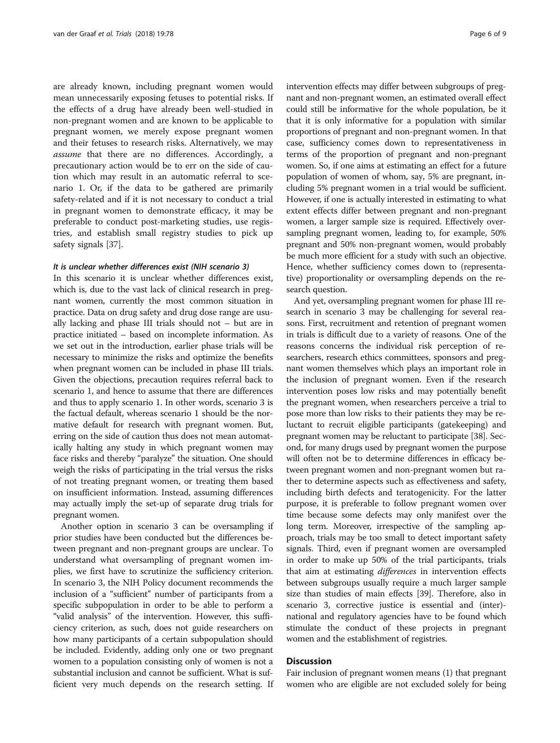are already known, including pregnant women would mean unnecessarily exposing fetuses to potential risks. If the effects of a drug have already been well-studied in non-pregnant women and are known to be applicable to pregnant women, we merely expose pregnant women and their fetuses to research risks. Alternatively, we may *assume* that there are no differences. Accordingly, a precautionary action would be to err on the side of caution which may result in an automatic referral to scenario 1. Or, if the data to be gathered are primarily safety-related and if it is not necessary to conduct a trial in pregnant women to demonstrate efficacy, it may be preferable to conduct post-marketing studies, use registries, and establish small registry studies to pick up safety signals [37].

#### *It is unclear whether differences exist (NIH scenario 3)*

In this scenario it is unclear whether differences exist, which is, due to the vast lack of clinical research in pregnant women, currently the most common situation in practice. Data on drug safety and drug dose range are usually lacking and phase III trials should not – but are in practice initiated – based on incomplete information. As we set out in the introduction, earlier phase trials will be necessary to minimize the risks and optimize the benefits when pregnant women can be included in phase III trials. Given the objections, precaution requires referral back to scenario 1, and hence to assume that there are differences and thus to apply scenario 1. In other words, scenario 3 is the factual default, whereas scenario 1 should be the normative default for research with pregnant women. But, erring on the side of caution thus does not mean automatically halting any study in which pregnant women may face risks and thereby "paralyze" the situation. One should weigh the risks of participating in the trial versus the risks of not treating pregnant women, or treating them based on insufficient information. Instead, assuming differences may actually imply the set-up of separate drug trials for pregnant women.

Another option in scenario 3 can be oversampling if prior studies have been conducted but the differences between pregnant and non-pregnant groups are unclear. To understand what oversampling of pregnant women implies, we first have to scrutinize the sufficiency criterion. In scenario 3, the NIH Policy document recommends the inclusion of a "sufficient" number of participants from a specific subpopulation in order to be able to perform a "valid analysis" of the intervention. However, this sufficiency criterion, as such, does not guide researchers on how many participants of a certain subpopulation should be included. Evidently, adding only one or two pregnant women to a population consisting only of women is not a substantial inclusion and cannot be sufficient. What is sufficient very much depends on the research setting. If intervention effects may differ between subgroups of pregnant and non-pregnant women, an estimated overall effect could still be informative for the whole population, be it that it is only informative for a population with similar proportions of pregnant and non-pregnant women. In that case, sufficiency comes down to representativeness in terms of the proportion of pregnant and non-pregnant women. So, if one aims at estimating an effect for a future population of women of whom, say, 5% are pregnant, including 5% pregnant women in a trial would be sufficient. However, if one is actually interested in estimating to what extent effects differ between pregnant and non-pregnant women, a larger sample size is required. Effectively oversampling pregnant women, leading to, for example, 50% pregnant and 50% non-pregnant women, would probably be much more efficient for a study with such an objective. Hence, whether sufficiency comes down to (representative) proportionality or oversampling depends on the research question.

And yet, oversampling pregnant women for phase III research in scenario 3 may be challenging for several reasons. First, recruitment and retention of pregnant women in trials is difficult due to a variety of reasons. One of the reasons concerns the individual risk perception of researchers, research ethics committees, sponsors and pregnant women themselves which plays an important role in the inclusion of pregnant women. Even if the research intervention poses low risks and may potentially benefit the pregnant women, when researchers perceive a trial to pose more than low risks to their patients they may be reluctant to recruit eligible participants (gatekeeping) and pregnant women may be reluctant to participate [38]. Second, for many drugs used by pregnant women the purpose will often not be to determine differences in efficacy between pregnant women and non-pregnant women but rather to determine aspects such as effectiveness and safety, including birth defects and teratogenicity. For the latter purpose, it is preferable to follow pregnant women over time because some defects may only manifest over the long term. Moreover, irrespective of the sampling approach, trials may be too small to detect important safety signals. Third, even if pregnant women are oversampled in order to make up 50% of the trial participants, trials that aim at estimating *differences* in intervention effects between subgroups usually require a much larger sample size than studies of main effects [39]. Therefore, also in scenario 3, corrective justice is essential and (inter)-national and regulatory agencies have to be found which stimulate the conduct of these projects in pregnant women and the establishment of registries.

## Discussion

Fair inclusion of pregnant women means (1) that pregnant women who are eligible are not excluded solely for being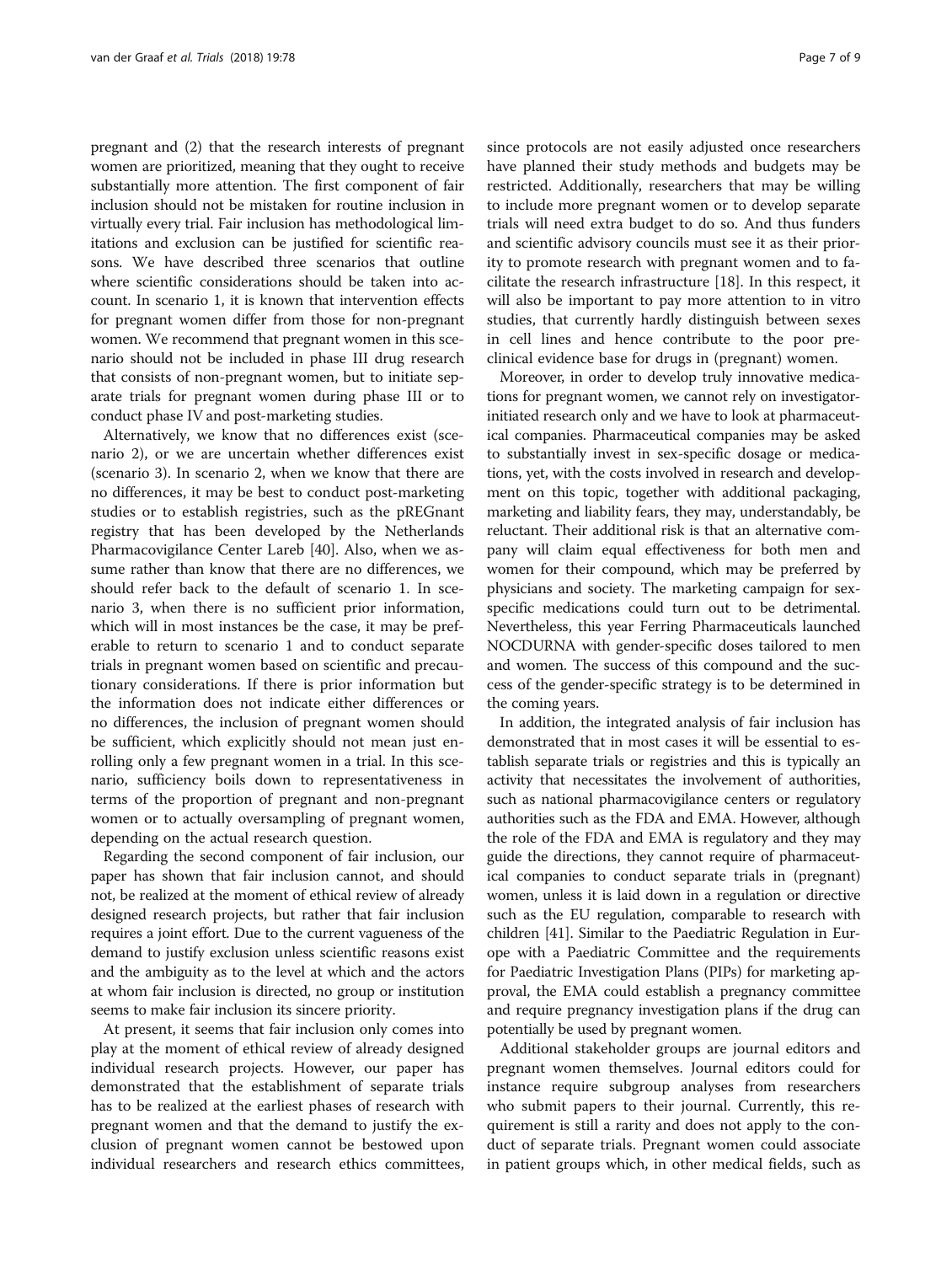pregnant and (2) that the research interests of pregnant women are prioritized, meaning that they ought to receive substantially more attention. The first component of fair inclusion should not be mistaken for routine inclusion in virtually every trial. Fair inclusion has methodological limitations and exclusion can be justified for scientific reasons. We have described three scenarios that outline where scientific considerations should be taken into account. In scenario 1, it is known that intervention effects for pregnant women differ from those for non-pregnant women. We recommend that pregnant women in this scenario should not be included in phase III drug research that consists of non-pregnant women, but to initiate separate trials for pregnant women during phase III or to conduct phase IV and post-marketing studies.

Alternatively, we know that no differences exist (scenario 2), or we are uncertain whether differences exist (scenario 3). In scenario 2, when we know that there are no differences, it may be best to conduct post-marketing studies or to establish registries, such as the pREGnant registry that has been developed by the Netherlands Pharmacovigilance Center Lareb [40]. Also, when we assume rather than know that there are no differences, we should refer back to the default of scenario 1. In scenario 3, when there is no sufficient prior information, which will in most instances be the case, it may be preferable to return to scenario 1 and to conduct separate trials in pregnant women based on scientific and precautionary considerations. If there is prior information but the information does not indicate either differences or no differences, the inclusion of pregnant women should be sufficient, which explicitly should not mean just enrolling only a few pregnant women in a trial. In this scenario, sufficiency boils down to representativeness in terms of the proportion of pregnant and non-pregnant women or to actually oversampling of pregnant women, depending on the actual research question.

Regarding the second component of fair inclusion, our paper has shown that fair inclusion cannot, and should not, be realized at the moment of ethical review of already designed research projects, but rather that fair inclusion requires a joint effort. Due to the current vagueness of the demand to justify exclusion unless scientific reasons exist and the ambiguity as to the level at which and the actors at whom fair inclusion is directed, no group or institution seems to make fair inclusion its sincere priority.

At present, it seems that fair inclusion only comes into play at the moment of ethical review of already designed individual research projects. However, our paper has demonstrated that the establishment of separate trials has to be realized at the earliest phases of research with pregnant women and that the demand to justify the exclusion of pregnant women cannot be bestowed upon individual researchers and research ethics committees, since protocols are not easily adjusted once researchers have planned their study methods and budgets may be restricted. Additionally, researchers that may be willing to include more pregnant women or to develop separate trials will need extra budget to do so. And thus funders and scientific advisory councils must see it as their priority to promote research with pregnant women and to facilitate the research infrastructure [18]. In this respect, it will also be important to pay more attention to in vitro studies, that currently hardly distinguish between sexes in cell lines and hence contribute to the poor preclinical evidence base for drugs in (pregnant) women.

Moreover, in order to develop truly innovative medications for pregnant women, we cannot rely on investigator-initiated research only and we have to look at pharmaceutical companies. Pharmaceutical companies may be asked to substantially invest in sex-specific dosage or medications, yet, with the costs involved in research and development on this topic, together with additional packaging, marketing and liability fears, they may, understandably, be reluctant. Their additional risk is that an alternative company will claim equal effectiveness for both men and women for their compound, which may be preferred by physicians and society. The marketing campaign for sex-specific medications could turn out to be detrimental. Nevertheless, this year Ferring Pharmaceuticals launched NOCDURNA with gender-specific doses tailored to men and women. The success of this compound and the success of the gender-specific strategy is to be determined in the coming years.

In addition, the integrated analysis of fair inclusion has demonstrated that in most cases it will be essential to establish separate trials or registries and this is typically an activity that necessitates the involvement of authorities, such as national pharmacovigilance centers or regulatory authorities such as the FDA and EMA. However, although the role of the FDA and EMA is regulatory and they may guide the directions, they cannot require of pharmaceutical companies to conduct separate trials in (pregnant) women, unless it is laid down in a regulation or directive such as the EU regulation, comparable to research with children [41]. Similar to the Paediatric Regulation in Europe with a Paediatric Committee and the requirements for Paediatric Investigation Plans (PIPs) for marketing approval, the EMA could establish a pregnancy committee and require pregnancy investigation plans if the drug can potentially be used by pregnant women.

Additional stakeholder groups are journal editors and pregnant women themselves. Journal editors could for instance require subgroup analyses from researchers who submit papers to their journal. Currently, this requirement is still a rarity and does not apply to the conduct of separate trials. Pregnant women could associate in patient groups which, in other medical fields, such as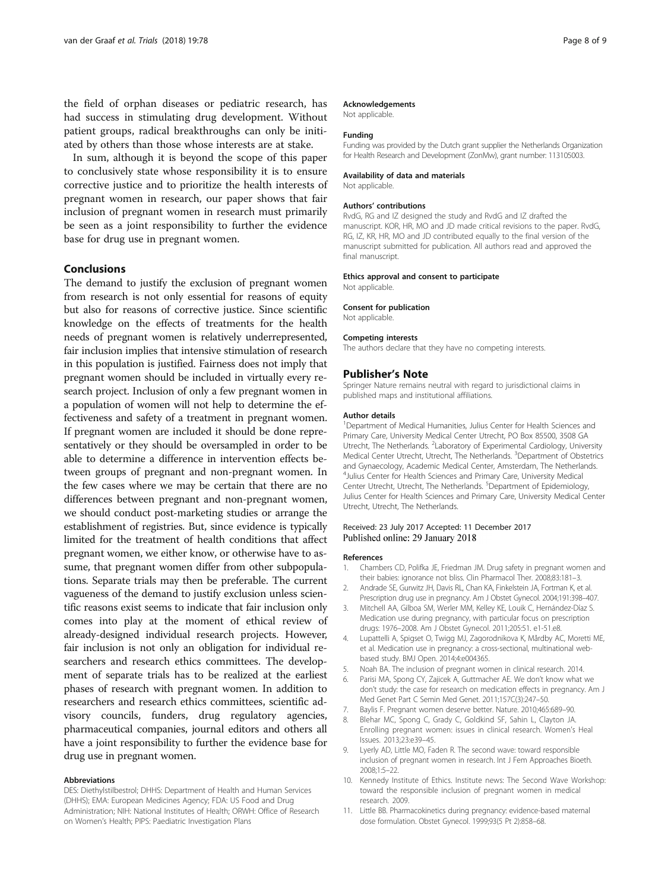the field of orphan diseases or pediatric research, has had success in stimulating drug development. Without patient groups, radical breakthroughs can only be initiated by others than those whose interests are at stake.

In sum, although it is beyond the scope of this paper to conclusively state whose responsibility it is to ensure corrective justice and to prioritize the health interests of pregnant women in research, our paper shows that fair inclusion of pregnant women in research must primarily be seen as a joint responsibility to further the evidence base for drug use in pregnant women.

## Conclusions

The demand to justify the exclusion of pregnant women from research is not only essential for reasons of equity but also for reasons of corrective justice. Since scientific knowledge on the effects of treatments for the health needs of pregnant women is relatively underrepresented, fair inclusion implies that intensive stimulation of research in this population is justified. Fairness does not imply that pregnant women should be included in virtually every research project. Inclusion of only a few pregnant women in a population of women will not help to determine the effectiveness and safety of a treatment in pregnant women. If pregnant women are included it should be done representatively or they should be oversampled in order to be able to determine a difference in intervention effects between groups of pregnant and non-pregnant women. In the few cases where we may be certain that there are no differences between pregnant and non-pregnant women, we should conduct post-marketing studies or arrange the establishment of registries. But, since evidence is typically limited for the treatment of health conditions that affect pregnant women, we either know, or otherwise have to assume, that pregnant women differ from other subpopulations. Separate trials may then be preferable. The current vagueness of the demand to justify exclusion unless scientific reasons exist seems to indicate that fair inclusion only comes into play at the moment of ethical review of already-designed individual research projects. However, fair inclusion is not only an obligation for individual researchers and research ethics committees. The development of separate trials has to be realized at the earliest phases of research with pregnant women. In addition to researchers and research ethics committees, scientific advisory councils, funders, drug regulatory agencies, pharmaceutical companies, journal editors and others all have a joint responsibility to further the evidence base for drug use in pregnant women.

#### Abbreviations

DES: Diethylstilbestrol; DHHS: Department of Health and Human Services (DHHS); EMA: European Medicines Agency; FDA: US Food and Drug Administration; NIH: National Institutes of Health; ORWH: Office of Research on Women's Health; PIPS: Paediatric Investigation Plans

#### Acknowledgements

Not applicable.

#### Funding

Funding was provided by the Dutch grant supplier the Netherlands Organization for Health Research and Development (ZonMw), grant number: 113105003.

#### Availability of data and materials

Not applicable.

#### Authors' contributions

RvdG, RG and IZ designed the study and RvdG and IZ drafted the manuscript. KOR, HR, MO and JD made critical revisions to the paper. RvdG, RG, IZ, KR, HR, MO and JD contributed equally to the final version of the manuscript submitted for publication. All authors read and approved the final manuscript.

#### Ethics approval and consent to participate

Not applicable.

#### Consent for publication

Not applicable.

#### Competing interests

The authors declare that they have no competing interests.

## Publisher's Note

Springer Nature remains neutral with regard to jurisdictional claims in published maps and institutional affiliations.

#### Author details

[1]Department of Medical Humanities, Julius Center for Health Sciences and Primary Care, University Medical Center Utrecht, PO Box 85500, 3508 GA Utrecht, The Netherlands. [2]Laboratory of Experimental Cardiology, University Medical Center Utrecht, Utrecht, The Netherlands. [3]Department of Obstetrics and Gynaecology, Academic Medical Center, Amsterdam, The Netherlands. [4]Julius Center for Health Sciences and Primary Care, University Medical Center Utrecht, Utrecht, The Netherlands. [5]Department of Epidemiology, Julius Center for Health Sciences and Primary Care, University Medical Center Utrecht, Utrecht, The Netherlands.

Received: 23 July 2017 Accepted: 11 December 2017
Published online: 29 January 2018

#### References

1. Chambers CD, Polifka JE, Friedman JM. Drug safety in pregnant women and their babies: ignorance not bliss. Clin Pharmacol Ther. 2008;83:181–3.
2. Andrade SE, Gurwitz JH, Davis RL, Chan KA, Finkelstein JA, Fortman K, et al. Prescription drug use in pregnancy. Am J Obstet Gynecol. 2004;191:398–407.
3. Mitchell AA, Gilboa SM, Werler MM, Kelley KE, Louik C, Hernández-Díaz S. Medication use during pregnancy, with particular focus on prescription drugs: 1976–2008. Am J Obstet Gynecol. 2011;205:51. e1-51.e8.
4. Lupattelli A, Spigset O, Twigg MJ, Zagorodnikova K, Mårdby AC, Moretti ME, et al. Medication use in pregnancy: a cross-sectional, multinational web-based study. BMJ Open. 2014;4:e004365.
5. Noah BA. The inclusion of pregnant women in clinical research. 2014.
6. Parisi MA, Spong CY, Zajicek A, Guttmacher AE. We don't know what we don't study: the case for research on medication effects in pregnancy. Am J Med Genet Part C Semin Med Genet. 2011;157C(3):247–50.
7. Baylis F. Pregnant women deserve better. Nature. 2010;465:689–90.
8. Blehar MC, Spong C, Grady C, Goldkind SF, Sahin L, Clayton JA. Enrolling pregnant women: issues in clinical research. Women's Heal Issues. 2013;23:e39–45.
9. Lyerly AD, Little MO, Faden R. The second wave: toward responsible inclusion of pregnant women in research. Int J Fem Approaches Bioeth. 2008;1:5–22.
10. Kennedy Institute of Ethics. Institute news: The Second Wave Workshop: toward the responsible inclusion of pregnant women in medical research. 2009.
11. Little BB. Pharmacokinetics during pregnancy: evidence-based maternal dose formulation. Obstet Gynecol. 1999;93(5 Pt 2):858–68.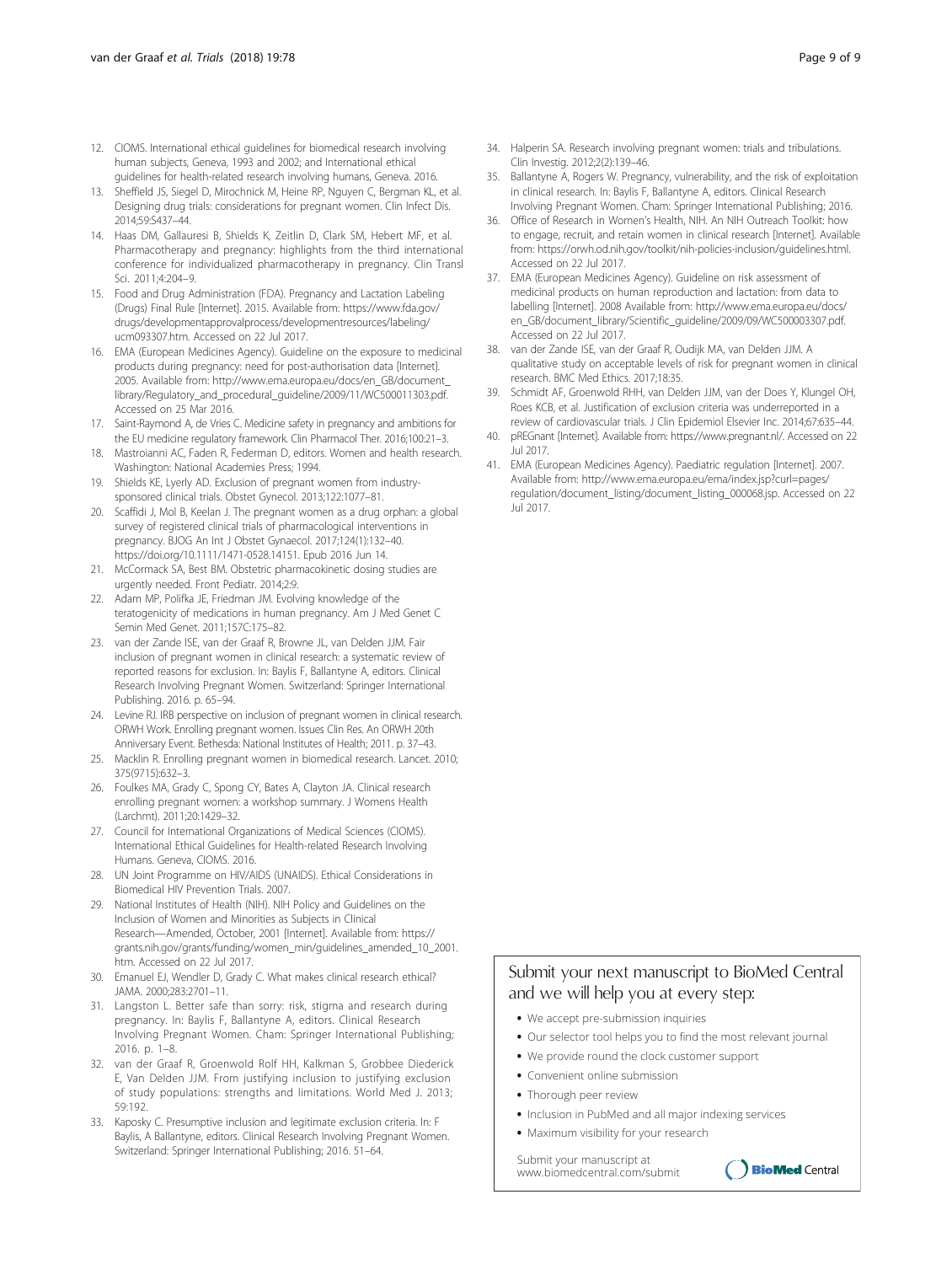12. CIOMS. International ethical guidelines for biomedical research involving human subjects, Geneva, 1993 and 2002; and International ethical guidelines for health-related research involving humans, Geneva. 2016.
13. Sheffield JS, Siegel D, Mirochnick M, Heine RP, Nguyen C, Bergman KL, et al. Designing drug trials: considerations for pregnant women. Clin Infect Dis. 2014;59:S437–44.
14. Haas DM, Gallauresi B, Shields K, Zeitlin D, Clark SM, Hebert MF, et al. Pharmacotherapy and pregnancy: highlights from the third international conference for individualized pharmacotherapy in pregnancy. Clin Transl Sci. 2011;4:204–9.
15. Food and Drug Administration (FDA). Pregnancy and Lactation Labeling (Drugs) Final Rule [Internet]. 2015. Available from: https://www.fda.gov/drugs/developmentapprovalprocess/developmentresources/labeling/ucm093307.htm. Accessed on 22 Jul 2017.
16. EMA (European Medicines Agency). Guideline on the exposure to medicinal products during pregnancy: need for post-authorisation data [Internet]. 2005. Available from: http://www.ema.europa.eu/docs/en_GB/document_library/Regulatory_and_procedural_guideline/2009/11/WC500011303.pdf. Accessed on 25 Mar 2016.
17. Saint-Raymond A, de Vries C. Medicine safety in pregnancy and ambitions for the EU medicine regulatory framework. Clin Pharmacol Ther. 2016;100:21–3.
18. Mastroianni AC, Faden R, Federman D, editors. Women and health research. Washington: National Academies Press; 1994.
19. Shields KE, Lyerly AD. Exclusion of pregnant women from industry-sponsored clinical trials. Obstet Gynecol. 2013;122:1077–81.
20. Scaffidi J, Mol B, Keelan J. The pregnant women as a drug orphan: a global survey of registered clinical trials of pharmacological interventions in pregnancy. BJOG An Int J Obstet Gynaecol. 2017;124(1):132–40. https://doi.org/10.1111/1471-0528.14151. Epub 2016 Jun 14.
21. McCormack SA, Best BM. Obstetric pharmacokinetic dosing studies are urgently needed. Front Pediatr. 2014;2:9.
22. Adam MP, Polifka JE, Friedman JM. Evolving knowledge of the teratogenicity of medications in human pregnancy. Am J Med Genet C Semin Med Genet. 2011;157C:175–82.
23. van der Zande ISE, van der Graaf R, Browne JL, van Delden JJM. Fair inclusion of pregnant women in clinical research: a systematic review of reported reasons for exclusion. In: Baylis F, Ballantyne A, editors. Clinical Research Involving Pregnant Women. Switzerland: Springer International Publishing. 2016. p. 65–94.
24. Levine RJ. IRB perspective on inclusion of pregnant women in clinical research. ORWH Work. Enrolling pregnant women. Issues Clin Res. An ORWH 20th Anniversary Event. Bethesda: National Institutes of Health; 2011. p. 37–43.
25. Macklin R. Enrolling pregnant women in biomedical research. Lancet. 2010; 375(9715):632–3.
26. Foulkes MA, Grady C, Spong CY, Bates A, Clayton JA. Clinical research enrolling pregnant women: a workshop summary. J Womens Health (Larchmt). 2011;20:1429–32.
27. Council for International Organizations of Medical Sciences (CIOMS). International Ethical Guidelines for Health-related Research Involving Humans. Geneva, CIOMS. 2016.
28. UN Joint Programme on HIV/AIDS (UNAIDS). Ethical Considerations in Biomedical HIV Prevention Trials. 2007.
29. National Institutes of Health (NIH). NIH Policy and Guidelines on the Inclusion of Women and Minorities as Subjects in Clinical Research—Amended, October, 2001 [Internet]. Available from: https://grants.nih.gov/grants/funding/women_min/guidelines_amended_10_2001.htm. Accessed on 22 Jul 2017.
30. Emanuel EJ, Wendler D, Grady C. What makes clinical research ethical? JAMA. 2000;283:2701–11.
31. Langston L. Better safe than sorry: risk, stigma and research during pregnancy. In: Baylis F, Ballantyne A, editors. Clinical Research Involving Pregnant Women. Cham: Springer International Publishing; 2016. p. 1–8.
32. van der Graaf R, Groenwold Rolf HH, Kalkman S, Grobbee Diederick E, Van Delden JJM. From justifying inclusion to justifying exclusion of study populations: strengths and limitations. World Med J. 2013; 59:192.
33. Kaposky C. Presumptive inclusion and legitimate exclusion criteria. In: F Baylis, A Ballantyne, editors. Clinical Research Involving Pregnant Women. Switzerland: Springer International Publishing; 2016. 51–64.
34. Halperin SA. Research involving pregnant women: trials and tribulations. Clin Investig. 2012;2(2):139–46.
35. Ballantyne A, Rogers W. Pregnancy, vulnerability, and the risk of exploitation in clinical research. In: Baylis F, Ballantyne A, editors. Clinical Research Involving Pregnant Women. Cham: Springer International Publishing; 2016.
36. Office of Research in Women's Health, NIH. An NIH Outreach Toolkit: how to engage, recruit, and retain women in clinical research [Internet]. Available from: https://orwh.od.nih.gov/toolkit/nih-policies-inclusion/guidelines.html. Accessed on 22 Jul 2017.
37. EMA (European Medicines Agency). Guideline on risk assessment of medicinal products on human reproduction and lactation: from data to labelling [Internet]. 2008 Available from: http://www.ema.europa.eu/docs/en_GB/document_library/Scientific_guideline/2009/09/WC500003307.pdf. Accessed on 22 Jul 2017.
38. van der Zande ISE, van der Graaf R, Oudijk MA, van Delden JJM. A qualitative study on acceptable levels of risk for pregnant women in clinical research. BMC Med Ethics. 2017;18:35.
39. Schmidt AF, Groenwold RHH, van Delden JJM, van der Does Y, Klungel OH, Roes KCB, et al. Justification of exclusion criteria was underreported in a review of cardiovascular trials. J Clin Epidemiol Elsevier Inc. 2014;67:635–44.
40. pREGnant [Internet]. Available from: https://www.pregnant.nl/. Accessed on 22 Jul 2017.
41. EMA (European Medicines Agency). Paediatric regulation [Internet]. 2007. Available from: http://www.ema.europa.eu/ema/index.jsp?curl=pages/regulation/document_listing/document_listing_000068.jsp. Accessed on 22 Jul 2017.

## Submit your next manuscript to BioMed Central and we will help you at every step:

- We accept pre-submission inquiries
- Our selector tool helps you to find the most relevant journal
- We provide round the clock customer support
- Convenient online submission
- Thorough peer review
- Inclusion in PubMed and all major indexing services
- Maximum visibility for your research

Submit your manuscript at www.biomedcentral.com/submit

BioMed Central